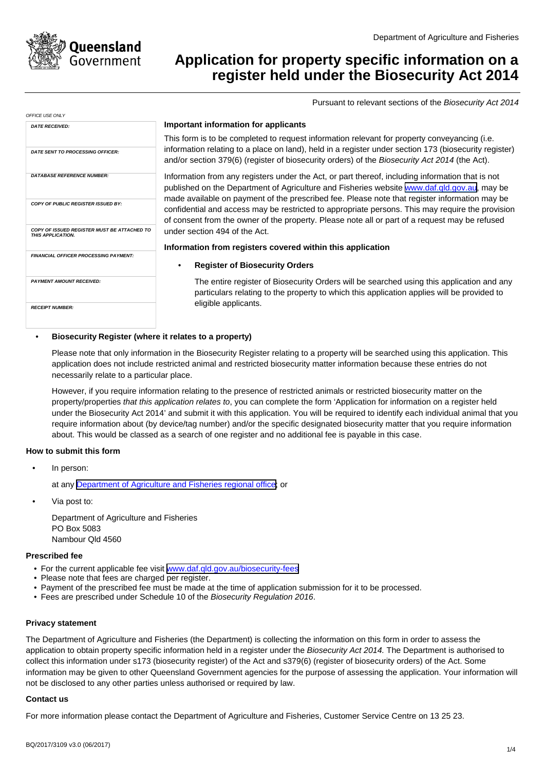Department of Agriculture and Fisheries

# Application for property specific information on a register held under the Biosecurity Act 2014

Pursuant to relevant sections of the *Biosecurity Act 2014*

OFFICE USE ONLY

| |
|---|
| DATE RECEIVED: |
| DATE SENT TO PROCESSING OFFICER: |
| DATABASE REFERENCE NUMBER: |
| COPY OF PUBLIC REGISTER ISSUED BY: |
| COPY OF ISSUED REGISTER MUST BE ATTACHED TO THIS APPLICATION. |
| FINANCIAL OFFICER PROCESSING PAYMENT: |
| PAYMENT AMOUNT RECEIVED: |
| RECEIPT NUMBER: |

**Important information for applicants**

This form is to be completed to request information relevant for property conveyancing (i.e. information relating to a place on land), held in a register under section 173 (biosecurity register) and/or section 379(6) (register of biosecurity orders) of the *Biosecurity Act 2014* (the Act).

Information from any registers under the Act, or part thereof, including information that is not published on the Department of Agriculture and Fisheries website www.daf.qld.gov.au, may be made available on payment of the prescribed fee. Please note that register information may be confidential and access may be restricted to appropriate persons. This may require the provision of consent from the owner of the property. Please note all or part of a request may be refused under section 494 of the Act.

**Information from registers covered within this application**

- **Register of Biosecurity Orders**

  The entire register of Biosecurity Orders will be searched using this application and any particulars relating to the property to which this application applies will be provided to eligible applicants.

- **Biosecurity Register (where it relates to a property)**

  Please note that only information in the Biosecurity Register relating to a property will be searched using this application. This application does not include restricted animal and restricted biosecurity matter information because these entries do not necessarily relate to a particular place.

  However, if you require information relating to the presence of restricted animals or restricted biosecurity matter on the property/properties *that this application relates to*, you can complete the form 'Application for information on a register held under the Biosecurity Act 2014' and submit it with this application. You will be required to identify each individual animal that you require information about (by device/tag number) and/or the specific designated biosecurity matter that you require information about. This would be classed as a search of one register and no additional fee is payable in this case.

**How to submit this form**

- In person:

  at any Department of Agriculture and Fisheries regional office; or

- Via post to:

  Department of Agriculture and Fisheries  
  PO Box 5083  
  Nambour Qld 4560

**Prescribed fee**

- For the current applicable fee visit www.daf.qld.gov.au/biosecurity-fees
- Please note that fees are charged per register.
- Payment of the prescribed fee must be made at the time of application submission for it to be processed.
- Fees are prescribed under Schedule 10 of the *Biosecurity Regulation 2016*.

**Privacy statement**

The Department of Agriculture and Fisheries (the Department) is collecting the information on this form in order to assess the application to obtain property specific information held in a register under the *Biosecurity Act 2014.* The Department is authorised to collect this information under s173 (biosecurity register) of the Act and s379(6) (register of biosecurity orders) of the Act. Some information may be given to other Queensland Government agencies for the purpose of assessing the application. Your information will not be disclosed to any other parties unless authorised or required by law.

**Contact us**

For more information please contact the Department of Agriculture and Fisheries, Customer Service Centre on 13 25 23.

BQ/2017/3109 v3.0 (06/2017)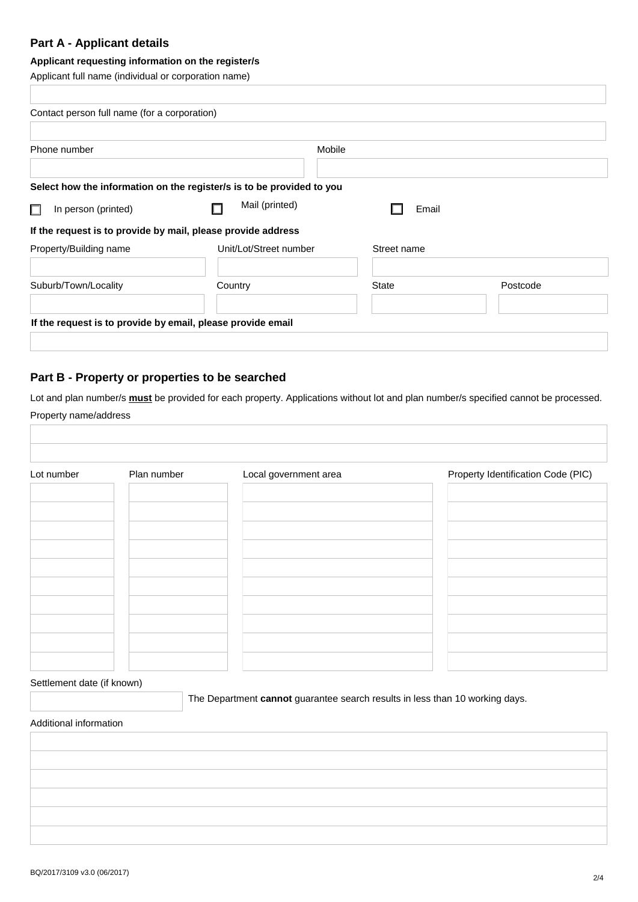## Part A - Applicant details

**Applicant requesting information on the register/s**

Applicant full name (individual or corporation name)

Contact person full name (for a corporation)

| Phone number | Mobile |
|---|---|
| | |

**Select how the information on the register/s is to be provided to you**

☐ In person (printed) ☐ Mail (printed) ☐ Email

**If the request is to provide by mail, please provide address**

| Property/Building name | Unit/Lot/Street number | Street name | |
|---|---|---|---|
| | | | |
| **Suburb/Town/Locality** | **Country** | **State** | **Postcode** |
| | | | |

**If the request is to provide by email, please provide email**

## Part B - Property or properties to be searched

Lot and plan number/s **must** be provided for each property. Applications without lot and plan number/s specified cannot be processed.

Property name/address

| Lot number | Plan number | Local government area | Property Identification Code (PIC) |
|---|---|---|---|
| | | | |
| | | | |
| | | | |
| | | | |
| | | | |
| | | | |
| | | | |
| | | | |
| | | | |
| | | | |

Settlement date (if known)

The Department **cannot** guarantee search results in less than 10 working days.

Additional information

BQ/2017/3109 v3.0 (06/2017)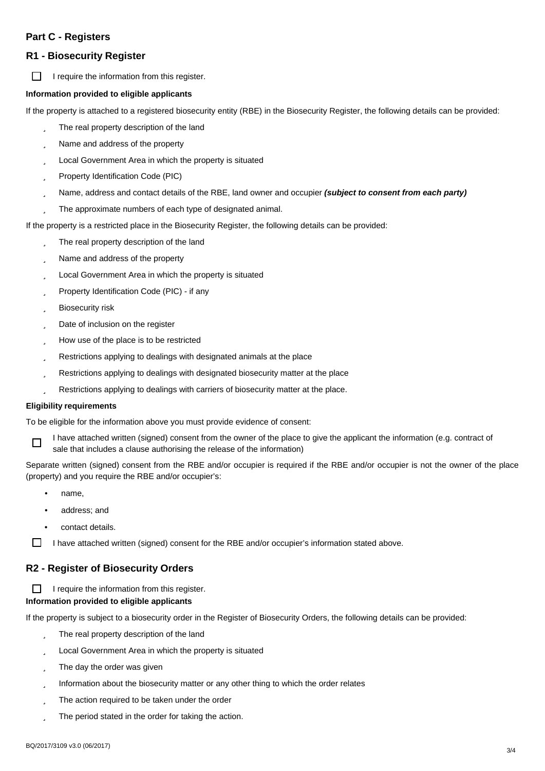## Part C - Registers

## R1 - Biosecurity Register

☐ I require the information from this register.

**Information provided to eligible applicants**

If the property is attached to a registered biosecurity entity (RBE) in the Biosecurity Register, the following details can be provided:

- The real property description of the land
- Name and address of the property
- Local Government Area in which the property is situated
- Property Identification Code (PIC)
- Name, address and contact details of the RBE, land owner and occupier ***(subject to consent from each party)***
- The approximate numbers of each type of designated animal.

If the property is a restricted place in the Biosecurity Register, the following details can be provided:

- The real property description of the land
- Name and address of the property
- Local Government Area in which the property is situated
- Property Identification Code (PIC) - if any
- Biosecurity risk
- Date of inclusion on the register
- How use of the place is to be restricted
- Restrictions applying to dealings with designated animals at the place
- Restrictions applying to dealings with designated biosecurity matter at the place
- Restrictions applying to dealings with carriers of biosecurity matter at the place.

**Eligibility requirements**

To be eligible for the information above you must provide evidence of consent:

☐ I have attached written (signed) consent from the owner of the place to give the applicant the information (e.g. contract of sale that includes a clause authorising the release of the information)

Separate written (signed) consent from the RBE and/or occupier is required if the RBE and/or occupier is not the owner of the place (property) and you require the RBE and/or occupier's:

- name,
- address; and
- contact details.

☐ I have attached written (signed) consent for the RBE and/or occupier's information stated above.

## R2 - Register of Biosecurity Orders

☐ I require the information from this register.

**Information provided to eligible applicants**

If the property is subject to a biosecurity order in the Register of Biosecurity Orders, the following details can be provided:

- The real property description of the land
- Local Government Area in which the property is situated
- The day the order was given
- Information about the biosecurity matter or any other thing to which the order relates
- The action required to be taken under the order
- The period stated in the order for taking the action.

BQ/2017/3109 v3.0 (06/2017)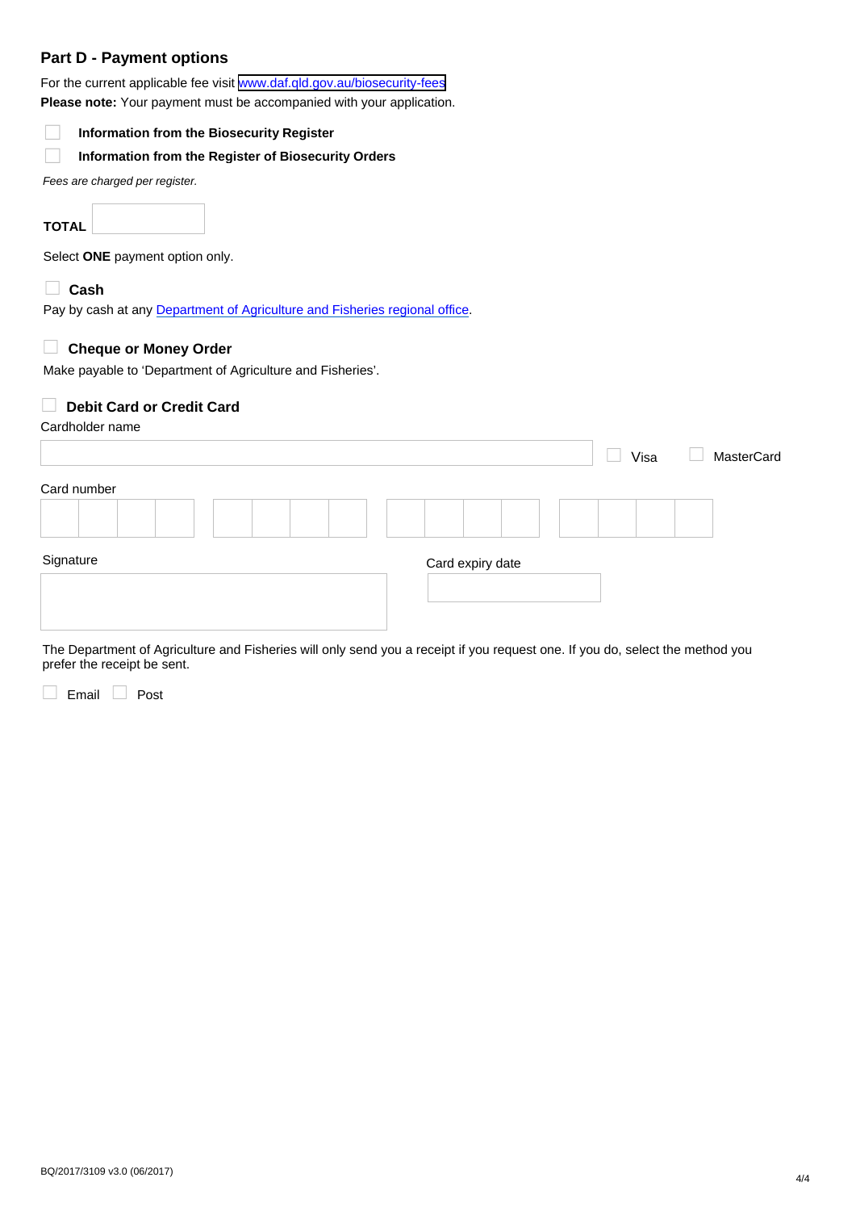## Part D - Payment options

For the current applicable fee visit www.daf.qld.gov.au/biosecurity-fees
**Please note:** Your payment must be accompanied with your application.

- ☐ **Information from the Biosecurity Register**
- ☐ **Information from the Register of Biosecurity Orders**

*Fees are charged per register.*

**TOTAL** ____________

Select **ONE** payment option only.

☐ **Cash**

Pay by cash at any Department of Agriculture and Fisheries regional office.

☐ **Cheque or Money Order**

Make payable to 'Department of Agriculture and Fisheries'.

☐ **Debit Card or Credit Card**

Cardholder name ____________ ☐ Visa ☐ MasterCard

Card number

| | | | | | | | | | | | | | | | |
|---|---|---|---|---|---|---|---|---|---|---|---|---|---|---|---|
| | | | | | | | | | | | | | | | |

Signature ____________

Card expiry date ____________

The Department of Agriculture and Fisheries will only send you a receipt if you request one. If you do, select the method you prefer the receipt be sent.

☐ Email ☐ Post

BQ/2017/3109 v3.0 (06/2017)